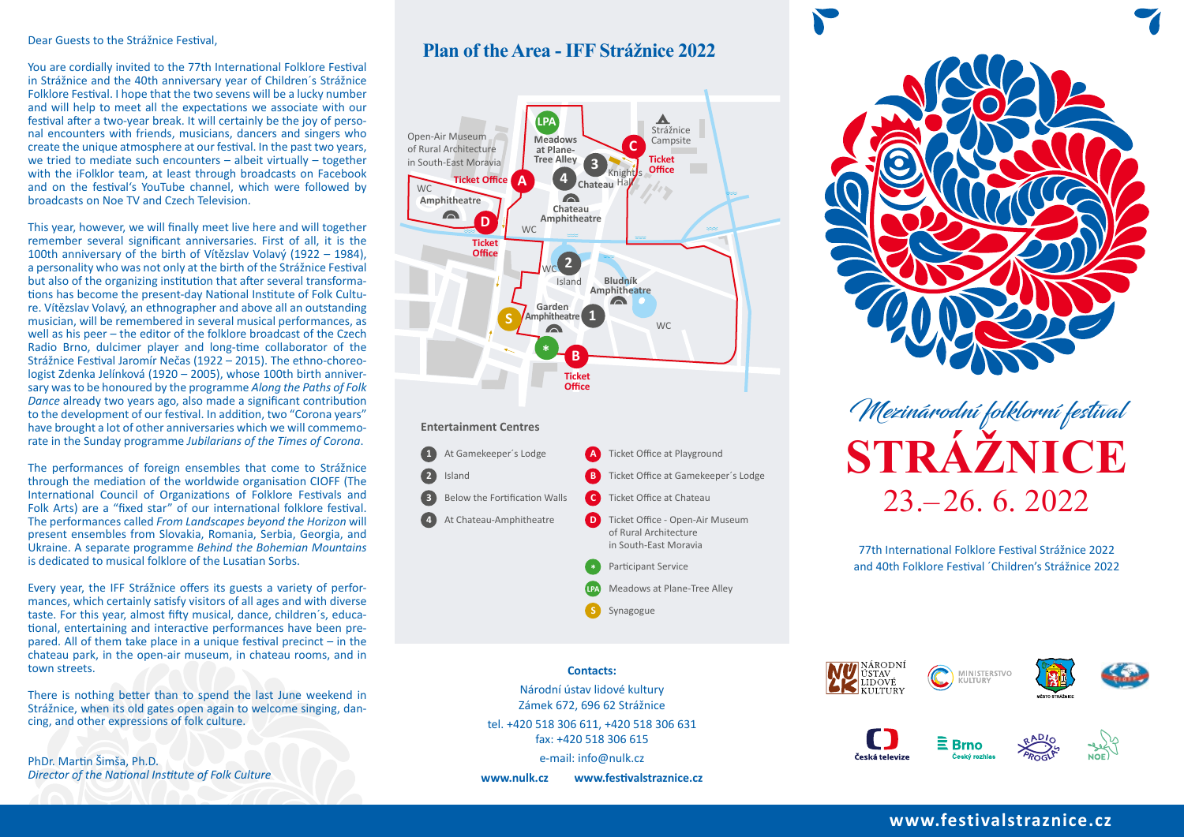Dear Guests to the Strážnice Festival,

You are cordially invited to the 77th International Folklore Festival in Strážnice and the 40th anniversary year of Children´s Strážnice Folklore Festival. I hope that the two sevens will be a lucky number and will help to meet all the expectations we associate with our festival after a two-year break. It will certainly be the joy of personal encounters with friends, musicians, dancers and singers who create the unique atmosphere at our festival. In the past two years, we tried to mediate such encounters – albeit virtually – together with the iFolklor team, at least through broadcasts on Facebook and on the festival's YouTube channel, which were followed by broadcasts on Noe TV and Czech Television.

This year, however, we will finally meet live here and will together remember several significant anniversaries. First of all, it is the 100th anniversary of the birth of Vítězslav Volavý (1922 – 1984), a personality who was not only at the birth of the Strážnice Festival but also of the organizing institution that after several transformations has become the present-day National Institute of Folk Culture. Vítězslav Volavý, an ethnographer and above all an outstanding musician, will be remembered in several musical performances, as well as his peer – the editor of the folklore broadcast of the Czech Radio Brno, dulcimer player and long-time collaborator of the Strážnice Festival Jaromír Nečas (1922 – 2015). The ethno-choreologist Zdenka Jelínková (1920 – 2005), whose 100th birth anniversary was to be honoured by the programme *Along the Paths of Folk Dance* already two years ago, also made a significant contribution to the development of our festival. In addition, two "Corona years" have brought a lot of other anniversaries which we will commemorate in the Sunday programme *Jubilarians of the Times of Corona*.

The performances of foreign ensembles that come to Strážnice through the mediation of the worldwide organisation CIOFF (The International Council of Organizations of Folklore Festivals and Folk Arts) are a "fixed star" of our international folklore festival. The performances called *From Landscapes beyond the Horizon* will present ensembles from Slovakia, Romania, Serbia, Georgia, and Ukraine. A separate programme *Behind the Bohemian Mountains* is dedicated to musical folklore of the Lusatian Sorbs.

Every year, the IFF Strážnice offers its guests a variety of performances, which certainly satisfy visitors of all ages and with diverse taste. For this year, almost fifty musical, dance, children´s, educational, entertaining and interactive performances have been prepared. All of them take place in a unique festival precinct – in the chateau park, in the open-air museum, in chateau rooms, and in town streets.

There is nothing better than to spend the last June weekend in Strážnice, when its old gates open again to welcome singing, dancing, and other expressions of folk culture.

PhDr. Martin Šimša, Ph.D.
*Director of the National Institute of Folk Culture*

## Plan of the Area - IFF Strážnice 2022

Open-Air Museum of Rural Architecture in South-East Moravia · Meadows at Plane-Tree Alley (LPA) · Strážnice Campsite · Ticket Office A · Ticket Office C · 3 Knight's Hall · 4 Chateau · WC Amphitheatre · D Ticket Office · Chateau Amphitheatre · WC · 2 Island · Bludník Amphitheatre · Garden Amphitheatre · 1 · S · * · B Ticket Office · WC

### Entertainment Centres

1. At Gamekeeper´s Lodge
2. Island
3. Below the Fortification Walls
4. At Chateau-Amphitheatre

- A Ticket Office at Playground
- B Ticket Office at Gamekeeper´s Lodge
- C Ticket Office at Chateau
- D Ticket Office - Open-Air Museum of Rural Architecture in South-East Moravia
- * Participant Service
- LPA Meadows at Plane-Tree Alley
- S Synagogue

**Contacts:**

Národní ústav lidové kultury
Zámek 672, 696 62 Strážnice
tel. +420 518 306 611, +420 518 306 631
fax: +420 518 306 615
e-mail: info@nulk.cz

**www.nulk.cz** **www.festivalstraznice.cz**

*Mezinárodní folklorní festival*

# STRÁŽNICE

23.–26. 6. 2022

77th International Folklore Festival Strážnice 2022
and 40th Folklore Festival ´Children's Strážnice 2022

Národní ústav lidové kultury · Ministerstvo kultury · Město Strážnice · Česká televize · Brno Český rozhlas · Radio Proglas · NOE

**www.festivalstraznice.cz**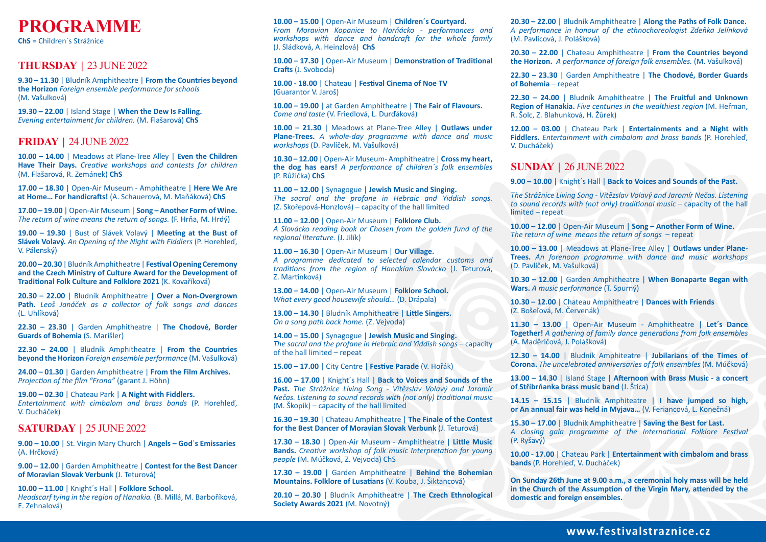# PROGRAMME

**ChS** = Children´s Strážnice

## THURSDAY | 23 JUNE 2022

**9.30 – 11.30** | Bludník Amphitheatre | **From the Countries beyond the Horizon** *Foreign ensemble performance for schools* (M. Vašulková)

**19.30 – 22.00** | Island Stage | **When the Dew Is Falling.** *Evening entertainment for children.* (M. Flašarová) **ChS**

## FRIDAY | 24 JUNE 2022

**10.00 – 14.00** | Meadows at Plane-Tree Alley | **Even the Children Have Their Days.** *Creative workshops and contests for children* (M. Flašarová, R. Zemánek) **ChS**

**17.00 – 18.30** | Open-Air Museum - Amphitheatre | **Here We Are at Home… For handicrafts!** (A. Schauerová, M. Maňáková) **ChS**

**17.00 – 19.00** | Open-Air Museum | **Song – Another Form of Wine.** *The return of wine means the return of songs.* (F. Hrňa, M. Hrdý)

**19.00 – 19.30** | Bust of Slávek Volavý | **Meeting at the Bust of Slávek Volavý.** *An Opening of the Night with Fiddlers* (P. Horehleď, V. Pálenský)

**20.00 – 20.30** | Bludník Amphitheatre | **Festival Opening Ceremony and the Czech Ministry of Culture Award for the Development of Traditional Folk Culture and Folklore 2021** (K. Kovaříková)

**20.30 – 22.00** | Bludník Amphitheatre | **Over a Non-Overgrown Path.** *Leoš Janáček as a collector of folk songs and dances* (L. Uhlíková)

**22.30 – 23.30** | Garden Amphitheatre | **The Chodové, Border Guards of Bohemia** (S. Marišler)

**22.30 – 24.00** | Bludník Amphitheatre | **From the Countries beyond the Horizon** *Foreign ensemble performance* (M. Vašulková)

**24.00 – 01.30** | Garden Amphitheatre | **From the Film Archives.** *Projection of the film "Frona"* (garant J. Höhn)

**19.00 – 02.30** | Chateau Park | **A Night with Fiddlers.** *Entertainment with cimbalom and brass bands* (P. Horehleď, V. Ducháček)

## SATURDAY | 25 JUNE 2022

**9.00 – 10.00** | St. Virgin Mary Church | **Angels – God´s Emissaries** (A. Hrčková)

**9.00 – 12.00** | Garden Amphitheatre | **Contest for the Best Dancer of Moravian Slovak Verbunk** (J. Teturová)

**10.00 – 11.00** | Knight´s Hall | **Folklore School.** *Headscarf tying in the region of Hanakia.* (B. Millá, M. Barboříková, E. Zehnalová)

**10.00 – 15.00** | Open-Air Museum | **Children´s Courtyard.** *From Moravian Kopanice to Horňácko - performances and workshops with dance and handcraft for the whole family* (J. Sládková, A. Heinzlová) **ChS**

**10.00 – 17.30** | Open-Air Museum | **Demonstration of Traditional Crafts** (J. Svoboda)

**10.00 - 18.00** | Chateau | **Festival Cinema of Noe TV** (Guarantor V. Jaroš)

**10.00 – 19.00** | at Garden Amphitheatre | **The Fair of Flavours.** *Come and taste* (V. Friedlová, L. Durďáková)

**10.00 – 21.30** | Meadows at Plane-Tree Alley | **Outlaws under Plane-Trees.** *A whole-day programme with dance and music workshops* (D. Pavlíček, M. Vašulková)

**10.30 – 12.00** | Open-Air Museum- Amphitheatre | **Cross my heart, the dog has ears!** *A performance of children´s folk ensembles* (P. Růžička) **ChS**

**11.00 – 12.00** | Synagogue | **Jewish Music and Singing.** *The sacral and the profane in Hebraic and Yiddish songs.* (Z. Skořepová-Honzlová) – capacity of the hall limited

**11.00 – 12.00** | Open-Air Museum | **Folklore Club.** *A Slovácko reading book or Chosen from the golden fund of the regional literature.* (J. Jilík)

**11.00 – 16.30** | Open-Air Museum | **Our Village.** *A programme dedicated to selected calendar customs and traditions from the region of Hanakian Slovácko* (J. Teturová, Z. Martinková)

**13.00 – 14.00** | Open-Air Museum | **Folklore School.** *What every good housewife should…* (D. Drápala)

**13.00 – 14.30** | Bludník Amphitheatre | **Little Singers.** *On a song path back home.* (Z. Vejvoda)

**14.00 – 15.00** | Synagogue | **Jewish Music and Singing.** *The sacral and the profane in Hebraic and Yiddish songs* – capacity of the hall limited – repeat

**15.00 – 17.00** | City Centre | **Festive Parade** (V. Hořák)

**16.00 – 17.00** | Knight´s Hall | **Back to Voices and Sounds of the Past.** *The Strážnice Living Song - Vítězslav Volavý and Jaromír Nečas. Listening to sound records with (not only) traditional music* (M. Škopík) – capacity of the hall limited

**16.30 – 19.30** | Chateau Amphitheatre | **The Finale of the Contest for the Best Dancer of Moravian Slovak Verbunk** (J. Teturová)

**17.30 – 18.30** | Open-Air Museum - Amphitheatre | **Little Music Bands.** *Creative workshop of folk music Interpretation for young people* (M. Múčková, Z. Vejvoda) ChS

**17.30 – 19.00** | Garden Amphitheatre | **Behind the Bohemian Mountains. Folklore of Lusatians** (V. Kouba, J. Šiktancová)

**20.10 – 20.30** | Bludník Amphitheatre | **The Czech Ethnological Society Awards 2021** (M. Novotný)

**20.30 – 22.00** | Bludník Amphitheatre | **Along the Paths of Folk Dance.** *A performance in honour of the ethnochoreologist Zdeňka Jelínková* (M. Pavlicová, J. Polášková)

**20.30 – 22.00** | Chateau Amphitheatre | **From the Countries beyond the Horizon.** *A performance of foreign folk ensembles.* (M. Vašulková)

**22.30 – 23.30** | Garden Amphitheatre | **The Chodové, Border Guards of Bohemia** – repeat

**22.30 – 24.00** | Bludník Amphitheatre | **The Fruitful and Unknown Region of Hanakia.** *Five centuries in the wealthiest region* (M. Heřman, R. Šolc, Z. Blahunková, H. Žůrek)

**12.00 – 03.00** | Chateau Park | **Entertainments and a Night with Fiddlers.** *Entertainment with cimbalom and brass bands* (P. Horehleď, V. Ducháček)

## SUNDAY | 26 JUNE 2022

**9.00 – 10.00** | Knight´s Hall | **Back to Voices and Sounds of the Past.**

*The Strážnice Living Song - Vítězslav Volavý and Jaromír Nečas. Listening to sound records with (not only) traditional music* – capacity of the hall limited – repeat

**10.00 – 12.00** | Open-Air Museum | **Song – Another Form of Wine.** *The return of wine means the return of songs* – repeat

**10.00 – 13.00** | Meadows at Plane-Tree Alley | **Outlaws under Plane-Trees.** *An forenoon programme with dance and music workshops* (D. Pavlíček, M. Vašulková)

**10.30 – 12.00** | Garden Amphitheatre | **When Bonaparte Began with Wars.** *A music performance* (T. Spurný)

**10.30 – 12.00** | Chateau Amphitheatre | **Dances with Friends** (Z. Bošeľová, M. Červenák)

**11.30 – 13.00** | Open-Air Museum - Amphitheatre | **Let´s Dance Together!** *A gathering of family dance generations from folk ensembles* (A. Maděričová, J. Polášková)

**12.30 – 14.00** | Bludník Amphiteatre | **Jubilarians of the Times of Corona.** *The uncelebrated anniversaries of folk ensembles* (M. Múčková)

**13.00 – 14.30** | Island Stage | **Afternoon with Brass Music - a concert of Stříbrňanka brass music band** (J. Štica)

**14.15 – 15.15** | Bludník Amphiteatre | **I have jumped so high, or An annual fair was held in Myjava…** (V. Feriancová, L. Konečná)

**15.30 – 17.00** | Bludník Amphiteatre | **Saving the Best for Last.** *A closing gala programme of the International Folklore Festival* (P. Ryšavý)

**10.00 - 17.00** | Chateau Park | **Entertainment with cimbalom and brass bands** (P. Horehleď, V. Ducháček)

**On Sunday 26th June at 9.00 a.m., a ceremonial holy mass will be held in the Church of the Assumption of the Virgin Mary, attended by the domestic and foreign ensembles.**

**www.festivalstraznice.cz**